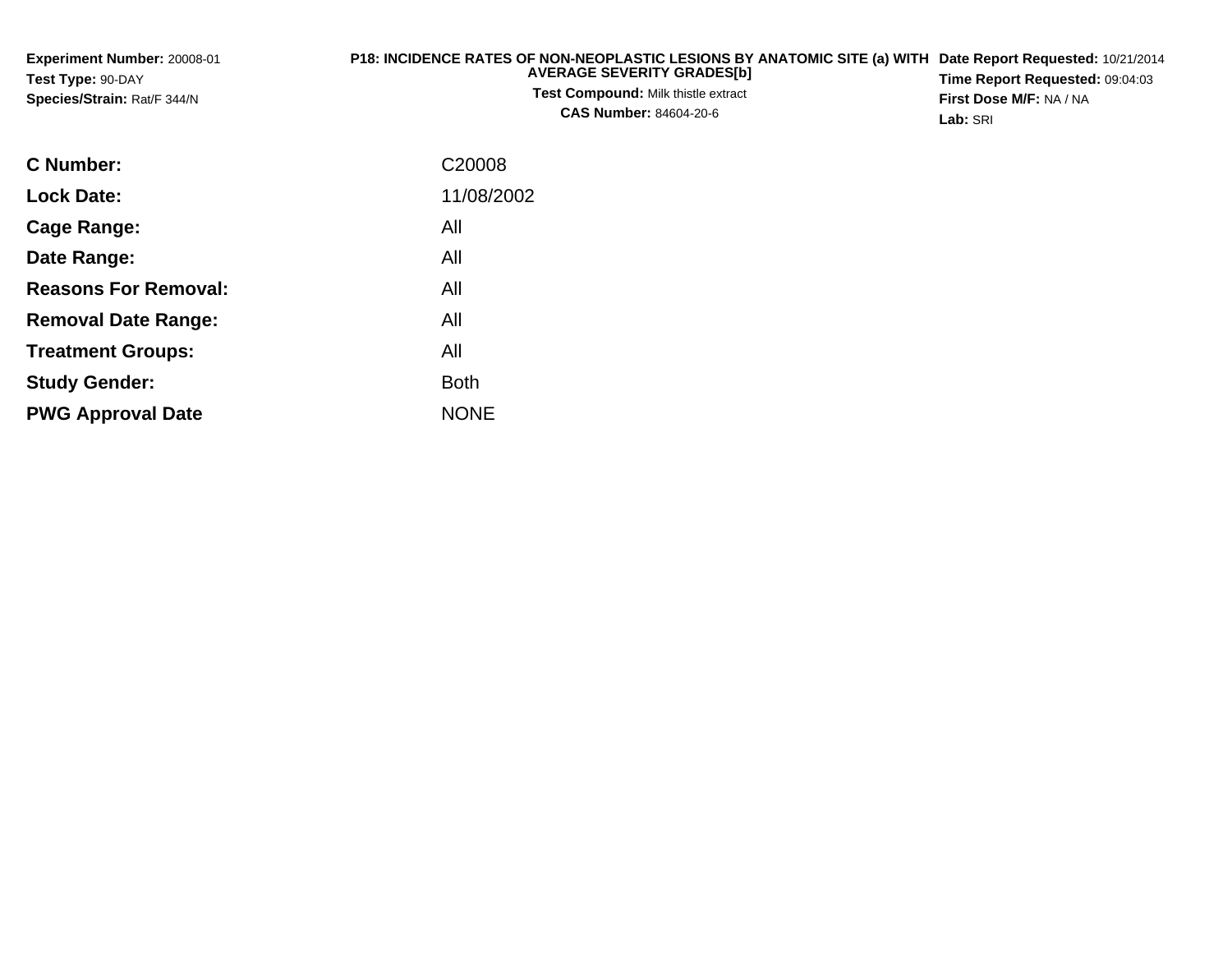**Experiment Number:** 20008-01
**Test Type:** 90-DAY
**Species/Strain:** Rat/F 344/N

**P18: INCIDENCE RATES OF NON-NEOPLASTIC LESIONS BY ANATOMIC SITE (a) WITH AVERAGE SEVERITY GRADES[b]**
**Test Compound:** Milk thistle extract
**CAS Number:** 84604-20-6

**Date Report Requested:** 10/21/2014
**Time Report Requested:** 09:04:03
**First Dose M/F:** NA / NA
**Lab:** SRI

| | |
|---|---|
| **C Number:** | C20008 |
| **Lock Date:** | 11/08/2002 |
| **Cage Range:** | All |
| **Date Range:** | All |
| **Reasons For Removal:** | All |
| **Removal Date Range:** | All |
| **Treatment Groups:** | All |
| **Study Gender:** | Both |
| **PWG Approval Date** | NONE |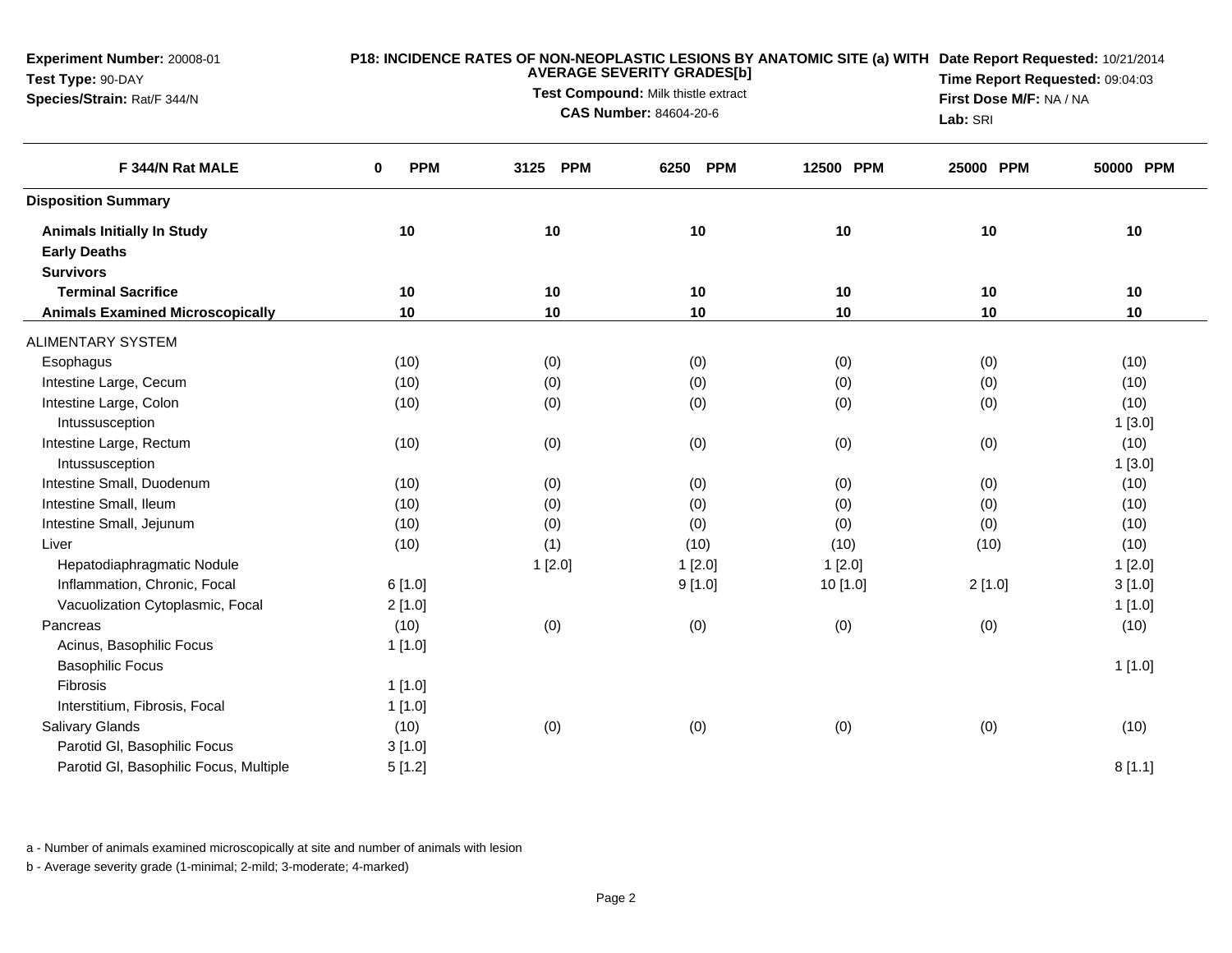**Experiment Number:** 20008-01
**Test Type:** 90-DAY
**Species/Strain:** Rat/F 344/N

**P18: INCIDENCE RATES OF NON-NEOPLASTIC LESIONS BY ANATOMIC SITE (a) WITH AVERAGE SEVERITY GRADES[b]**
**Test Compound:** Milk thistle extract
**CAS Number:** 84604-20-6

**Date Report Requested:** 10/21/2014
**Time Report Requested:** 09:04:03
**First Dose M/F:** NA / NA
**Lab:** SRI

| F 344/N Rat MALE | 0 PPM | 3125 PPM | 6250 PPM | 12500 PPM | 25000 PPM | 50000 PPM |
|---|---|---|---|---|---|---|
| **Disposition Summary** | | | | | | |
| **Animals Initially In Study** | 10 | 10 | 10 | 10 | 10 | 10 |
| **Early Deaths** | | | | | | |
| **Survivors** | | | | | | |
| **Terminal Sacrifice** | 10 | 10 | 10 | 10 | 10 | 10 |
| **Animals Examined Microscopically** | 10 | 10 | 10 | 10 | 10 | 10 |
| ALIMENTARY SYSTEM | | | | | | |
| Esophagus | (10) | (0) | (0) | (0) | (0) | (10) |
| Intestine Large, Cecum | (10) | (0) | (0) | (0) | (0) | (10) |
| Intestine Large, Colon | (10) | (0) | (0) | (0) | (0) | (10) |
| Intussusception | | | | | | 1 [3.0] |
| Intestine Large, Rectum | (10) | (0) | (0) | (0) | (0) | (10) |
| Intussusception | | | | | | 1 [3.0] |
| Intestine Small, Duodenum | (10) | (0) | (0) | (0) | (0) | (10) |
| Intestine Small, Ileum | (10) | (0) | (0) | (0) | (0) | (10) |
| Intestine Small, Jejunum | (10) | (0) | (0) | (0) | (0) | (10) |
| Liver | (10) | (1) | (10) | (10) | (10) | (10) |
| Hepatodiaphragmatic Nodule | | 1 [2.0] | 1 [2.0] | 1 [2.0] | | 1 [2.0] |
| Inflammation, Chronic, Focal | 6 [1.0] | | 9 [1.0] | 10 [1.0] | 2 [1.0] | 3 [1.0] |
| Vacuolization Cytoplasmic, Focal | 2 [1.0] | | | | | 1 [1.0] |
| Pancreas | (10) | (0) | (0) | (0) | (0) | (10) |
| Acinus, Basophilic Focus | 1 [1.0] | | | | | |
| Basophilic Focus | | | | | | 1 [1.0] |
| Fibrosis | 1 [1.0] | | | | | |
| Interstitium, Fibrosis, Focal | 1 [1.0] | | | | | |
| Salivary Glands | (10) | (0) | (0) | (0) | (0) | (10) |
| Parotid Gl, Basophilic Focus | 3 [1.0] | | | | | |
| Parotid Gl, Basophilic Focus, Multiple | 5 [1.2] | | | | | 8 [1.1] |

a - Number of animals examined microscopically at site and number of animals with lesion

b - Average severity grade (1-minimal; 2-mild; 3-moderate; 4-marked)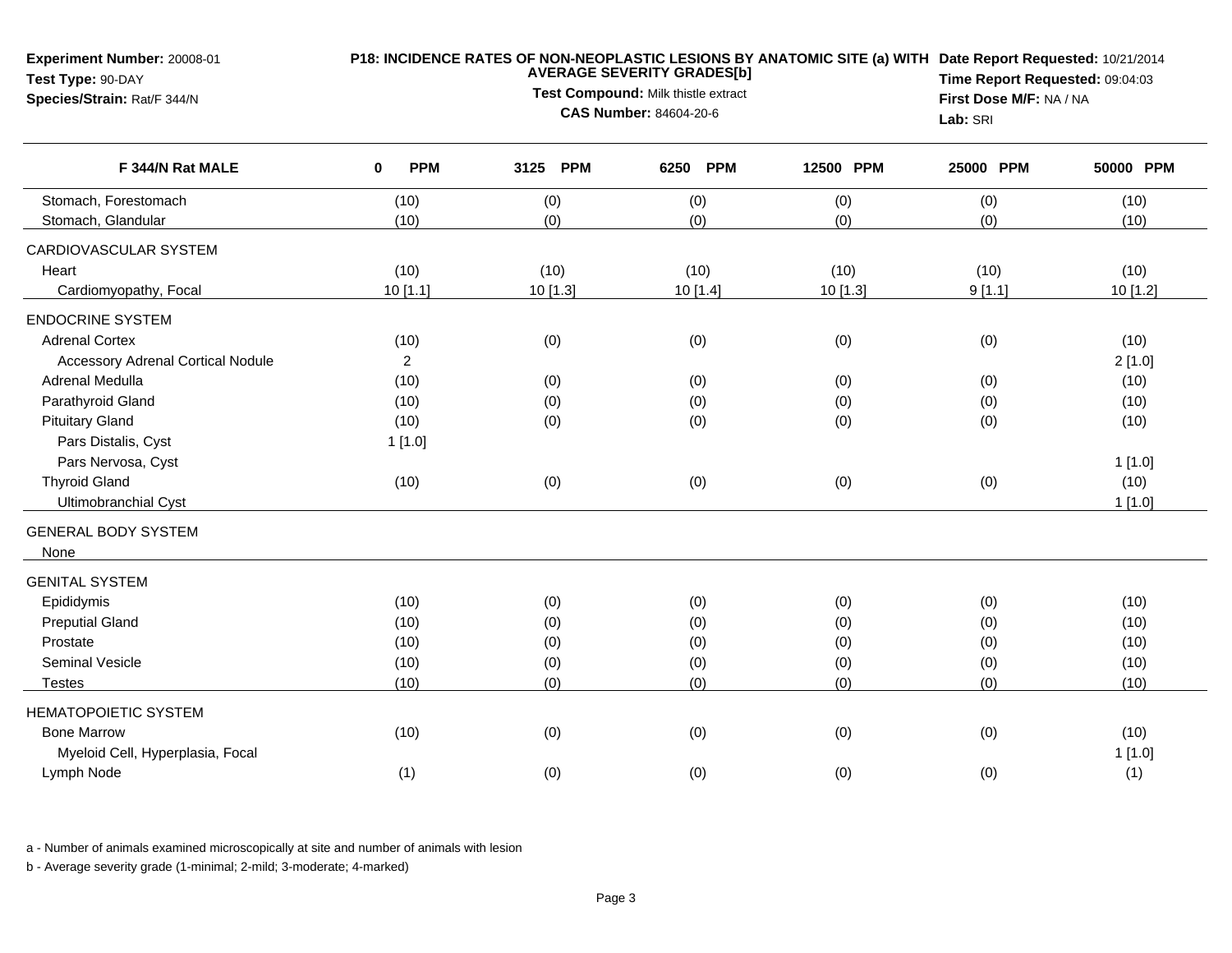**Experiment Number:** 20008-01
**Test Type:** 90-DAY
**Species/Strain:** Rat/F 344/N

**P18: INCIDENCE RATES OF NON-NEOPLASTIC LESIONS BY ANATOMIC SITE (a) WITH AVERAGE SEVERITY GRADES[b]**
**Test Compound:** Milk thistle extract
**CAS Number:** 84604-20-6

**Date Report Requested:** 10/21/2014
**Time Report Requested:** 09:04:03
**First Dose M/F:** NA / NA
**Lab:** SRI

| F 344/N Rat MALE | 0 PPM | 3125 PPM | 6250 PPM | 12500 PPM | 25000 PPM | 50000 PPM |
|---|---|---|---|---|---|---|
| Stomach, Forestomach | (10) | (0) | (0) | (0) | (0) | (10) |
| Stomach, Glandular | (10) | (0) | (0) | (0) | (0) | (10) |
| CARDIOVASCULAR SYSTEM | | | | | | |
| Heart | (10) | (10) | (10) | (10) | (10) | (10) |
| Cardiomyopathy, Focal | 10 [1.1] | 10 [1.3] | 10 [1.4] | 10 [1.3] | 9 [1.1] | 10 [1.2] |
| ENDOCRINE SYSTEM | | | | | | |
| Adrenal Cortex | (10) | (0) | (0) | (0) | (0) | (10) |
| Accessory Adrenal Cortical Nodule | 2 | | | | | 2 [1.0] |
| Adrenal Medulla | (10) | (0) | (0) | (0) | (0) | (10) |
| Parathyroid Gland | (10) | (0) | (0) | (0) | (0) | (10) |
| Pituitary Gland | (10) | (0) | (0) | (0) | (0) | (10) |
| Pars Distalis, Cyst | 1 [1.0] | | | | | |
| Pars Nervosa, Cyst | | | | | | 1 [1.0] |
| Thyroid Gland | (10) | (0) | (0) | (0) | (0) | (10) |
| Ultimobranchial Cyst | | | | | | 1 [1.0] |
| GENERAL BODY SYSTEM | | | | | | |
| None | | | | | | |
| GENITAL SYSTEM | | | | | | |
| Epididymis | (10) | (0) | (0) | (0) | (0) | (10) |
| Preputial Gland | (10) | (0) | (0) | (0) | (0) | (10) |
| Prostate | (10) | (0) | (0) | (0) | (0) | (10) |
| Seminal Vesicle | (10) | (0) | (0) | (0) | (0) | (10) |
| Testes | (10) | (0) | (0) | (0) | (0) | (10) |
| HEMATOPOIETIC SYSTEM | | | | | | |
| Bone Marrow | (10) | (0) | (0) | (0) | (0) | (10) |
| Myeloid Cell, Hyperplasia, Focal | | | | | | 1 [1.0] |
| Lymph Node | (1) | (0) | (0) | (0) | (0) | (1) |

a - Number of animals examined microscopically at site and number of animals with lesion

b - Average severity grade (1-minimal; 2-mild; 3-moderate; 4-marked)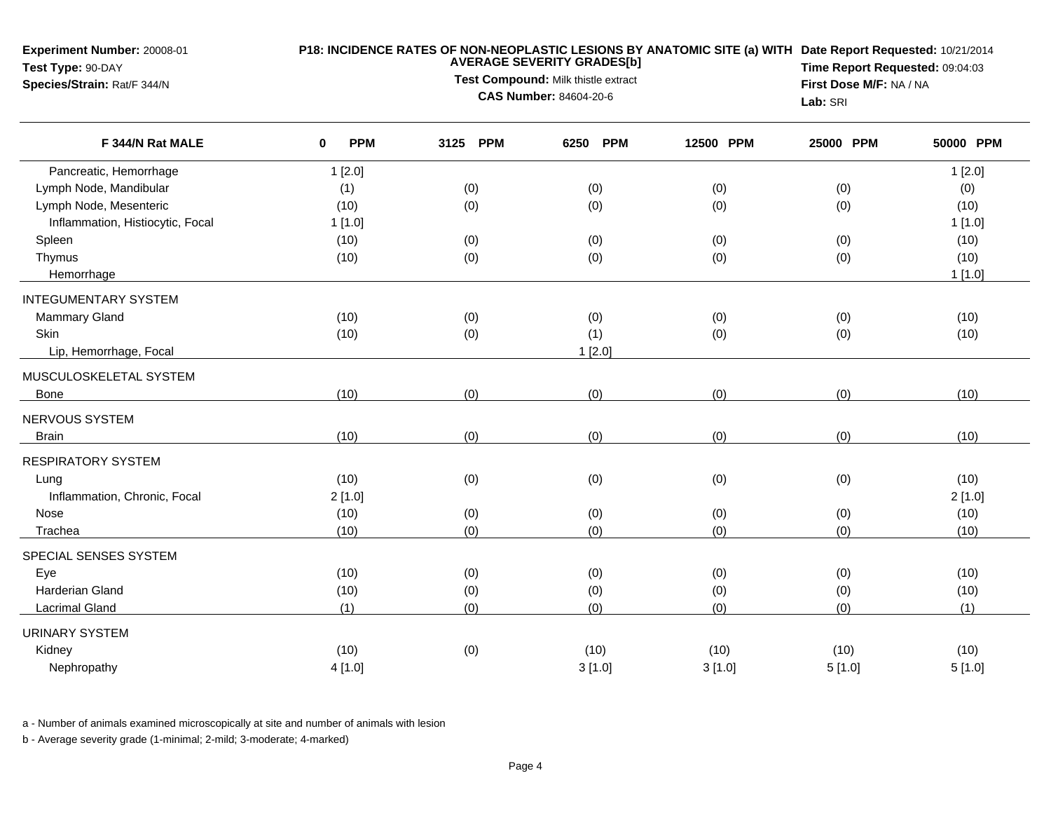**Experiment Number:** 20008-01
**Test Type:** 90-DAY
**Species/Strain:** Rat/F 344/N

**P18: INCIDENCE RATES OF NON-NEOPLASTIC LESIONS BY ANATOMIC SITE (a) WITH AVERAGE SEVERITY GRADES[b]**
**Test Compound:** Milk thistle extract
**CAS Number:** 84604-20-6

**Date Report Requested:** 10/21/2014
**Time Report Requested:** 09:04:03
**First Dose M/F:** NA / NA
**Lab:** SRI

| F 344/N Rat MALE | 0 PPM | 3125 PPM | 6250 PPM | 12500 PPM | 25000 PPM | 50000 PPM |
|---|---|---|---|---|---|---|
| Pancreatic, Hemorrhage | 1 [2.0] | | | | | 1 [2.0] |
| Lymph Node, Mandibular | (1) | (0) | (0) | (0) | (0) | (0) |
| Lymph Node, Mesenteric | (10) | (0) | (0) | (0) | (0) | (10) |
| Inflammation, Histiocytic, Focal | 1 [1.0] | | | | | 1 [1.0] |
| Spleen | (10) | (0) | (0) | (0) | (0) | (10) |
| Thymus | (10) | (0) | (0) | (0) | (0) | (10) |
| Hemorrhage | | | | | | 1 [1.0] |
| INTEGUMENTARY SYSTEM | | | | | | |
| Mammary Gland | (10) | (0) | (0) | (0) | (0) | (10) |
| Skin | (10) | (0) | (1) | (0) | (0) | (10) |
| Lip, Hemorrhage, Focal | | | 1 [2.0] | | | |
| MUSCULOSKELETAL SYSTEM | | | | | | |
| Bone | (10) | (0) | (0) | (0) | (0) | (10) |
| NERVOUS SYSTEM | | | | | | |
| Brain | (10) | (0) | (0) | (0) | (0) | (10) |
| RESPIRATORY SYSTEM | | | | | | |
| Lung | (10) | (0) | (0) | (0) | (0) | (10) |
| Inflammation, Chronic, Focal | 2 [1.0] | | | | | 2 [1.0] |
| Nose | (10) | (0) | (0) | (0) | (0) | (10) |
| Trachea | (10) | (0) | (0) | (0) | (0) | (10) |
| SPECIAL SENSES SYSTEM | | | | | | |
| Eye | (10) | (0) | (0) | (0) | (0) | (10) |
| Harderian Gland | (10) | (0) | (0) | (0) | (0) | (10) |
| Lacrimal Gland | (1) | (0) | (0) | (0) | (0) | (1) |
| URINARY SYSTEM | | | | | | |
| Kidney | (10) | (0) | (10) | (10) | (10) | (10) |
| Nephropathy | 4 [1.0] | | 3 [1.0] | 3 [1.0] | 5 [1.0] | 5 [1.0] |

a - Number of animals examined microscopically at site and number of animals with lesion

b - Average severity grade (1-minimal; 2-mild; 3-moderate; 4-marked)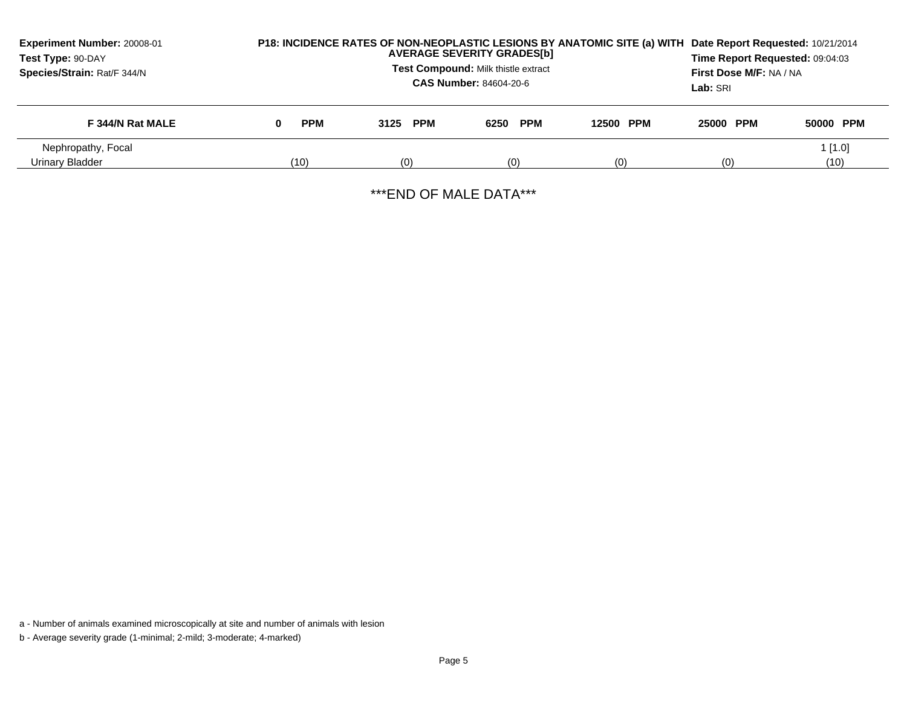**Experiment Number:** 20008-01
**Test Type:** 90-DAY
**Species/Strain:** Rat/F 344/N

**P18: INCIDENCE RATES OF NON-NEOPLASTIC LESIONS BY ANATOMIC SITE (a) WITH AVERAGE SEVERITY GRADES[b]**
**Test Compound:** Milk thistle extract
**CAS Number:** 84604-20-6

**Date Report Requested:** 10/21/2014
**Time Report Requested:** 09:04:03
**First Dose M/F:** NA / NA
**Lab:** SRI

| F 344/N Rat MALE | 0 PPM | 3125 PPM | 6250 PPM | 12500 PPM | 25000 PPM | 50000 PPM |
|---|---|---|---|---|---|---|
| Nephropathy, Focal | | | | | | 1 [1.0] |
| Urinary Bladder | (10) | (0) | (0) | (0) | (0) | (10) |

***END OF MALE DATA***

a - Number of animals examined microscopically at site and number of animals with lesion

b - Average severity grade (1-minimal; 2-mild; 3-moderate; 4-marked)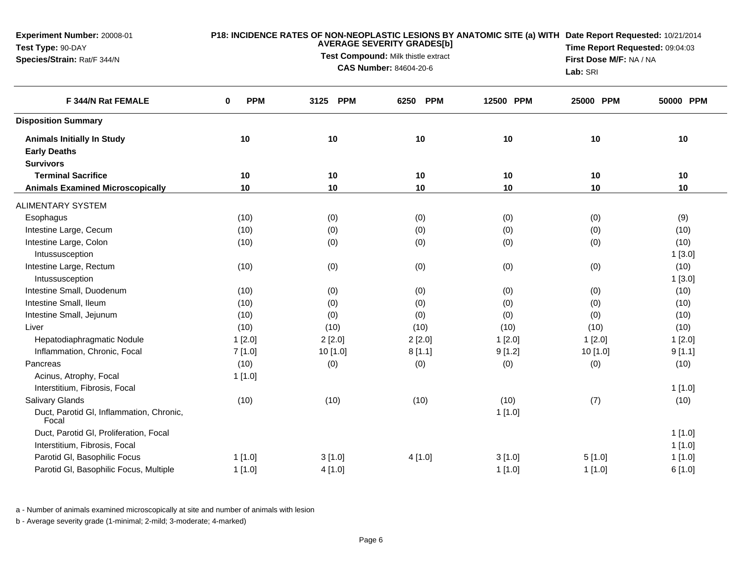**Experiment Number:** 20008-01
**Test Type:** 90-DAY
**Species/Strain:** Rat/F 344/N

**P18: INCIDENCE RATES OF NON-NEOPLASTIC LESIONS BY ANATOMIC SITE (a) WITH AVERAGE SEVERITY GRADES[b]**
**Test Compound:** Milk thistle extract
**CAS Number:** 84604-20-6

**Date Report Requested:** 10/21/2014
**Time Report Requested:** 09:04:03
**First Dose M/F:** NA / NA
**Lab:** SRI

| F 344/N Rat FEMALE | 0 PPM | 3125 PPM | 6250 PPM | 12500 PPM | 25000 PPM | 50000 PPM |
|---|---|---|---|---|---|---|
| **Disposition Summary** | | | | | | |
| **Animals Initially In Study** | 10 | 10 | 10 | 10 | 10 | 10 |
| **Early Deaths** | | | | | | |
| **Survivors** | | | | | | |
| **Terminal Sacrifice** | 10 | 10 | 10 | 10 | 10 | 10 |
| **Animals Examined Microscopically** | 10 | 10 | 10 | 10 | 10 | 10 |
| ALIMENTARY SYSTEM | | | | | | |
| Esophagus | (10) | (0) | (0) | (0) | (0) | (9) |
| Intestine Large, Cecum | (10) | (0) | (0) | (0) | (0) | (10) |
| Intestine Large, Colon | (10) | (0) | (0) | (0) | (0) | (10) |
| Intussusception | | | | | | 1 [3.0] |
| Intestine Large, Rectum | (10) | (0) | (0) | (0) | (0) | (10) |
| Intussusception | | | | | | 1 [3.0] |
| Intestine Small, Duodenum | (10) | (0) | (0) | (0) | (0) | (10) |
| Intestine Small, Ileum | (10) | (0) | (0) | (0) | (0) | (10) |
| Intestine Small, Jejunum | (10) | (0) | (0) | (0) | (0) | (10) |
| Liver | (10) | (10) | (10) | (10) | (10) | (10) |
| Hepatodiaphragmatic Nodule | 1 [2.0] | 2 [2.0] | 2 [2.0] | 1 [2.0] | 1 [2.0] | 1 [2.0] |
| Inflammation, Chronic, Focal | 7 [1.0] | 10 [1.0] | 8 [1.1] | 9 [1.2] | 10 [1.0] | 9 [1.1] |
| Pancreas | (10) | (0) | (0) | (0) | (0) | (10) |
| Acinus, Atrophy, Focal | 1 [1.0] | | | | | |
| Interstitium, Fibrosis, Focal | | | | | | 1 [1.0] |
| Salivary Glands | (10) | (10) | (10) | (10) | (7) | (10) |
| Duct, Parotid Gl, Inflammation, Chronic, Focal | | | | 1 [1.0] | | |
| Duct, Parotid Gl, Proliferation, Focal | | | | | | 1 [1.0] |
| Interstitium, Fibrosis, Focal | | | | | | 1 [1.0] |
| Parotid Gl, Basophilic Focus | 1 [1.0] | 3 [1.0] | 4 [1.0] | 3 [1.0] | 5 [1.0] | 1 [1.0] |
| Parotid Gl, Basophilic Focus, Multiple | 1 [1.0] | 4 [1.0] | | 1 [1.0] | 1 [1.0] | 6 [1.0] |

a - Number of animals examined microscopically at site and number of animals with lesion

b - Average severity grade (1-minimal; 2-mild; 3-moderate; 4-marked)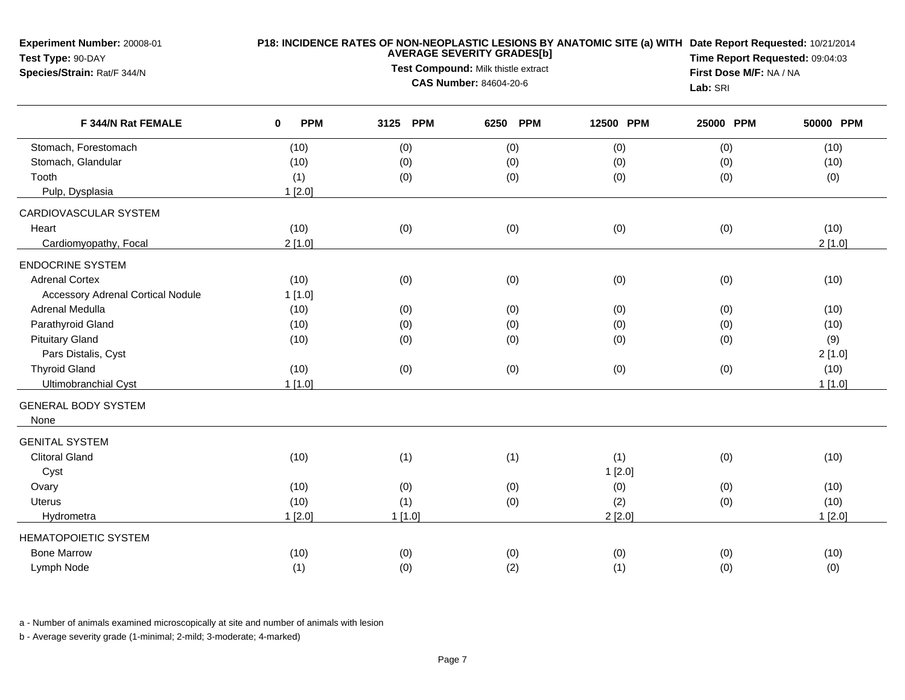**Experiment Number:** 20008-01
**Test Type:** 90-DAY
**Species/Strain:** Rat/F 344/N

**P18: INCIDENCE RATES OF NON-NEOPLASTIC LESIONS BY ANATOMIC SITE (a) WITH AVERAGE SEVERITY GRADES[b]**
**Test Compound:** Milk thistle extract
**CAS Number:** 84604-20-6

**Date Report Requested:** 10/21/2014
**Time Report Requested:** 09:04:03
**First Dose M/F:** NA / NA
**Lab:** SRI

| F 344/N Rat FEMALE | 0 PPM | 3125 PPM | 6250 PPM | 12500 PPM | 25000 PPM | 50000 PPM |
|---|---|---|---|---|---|---|
| Stomach, Forestomach | (10) | (0) | (0) | (0) | (0) | (10) |
| Stomach, Glandular | (10) | (0) | (0) | (0) | (0) | (10) |
| Tooth | (1) | (0) | (0) | (0) | (0) | (0) |
| Pulp, Dysplasia | 1 [2.0] | | | | | |
| CARDIOVASCULAR SYSTEM | | | | | | |
| Heart | (10) | (0) | (0) | (0) | (0) | (10) |
| Cardiomyopathy, Focal | 2 [1.0] | | | | | 2 [1.0] |
| ENDOCRINE SYSTEM | | | | | | |
| Adrenal Cortex | (10) | (0) | (0) | (0) | (0) | (10) |
| Accessory Adrenal Cortical Nodule | 1 [1.0] | | | | | |
| Adrenal Medulla | (10) | (0) | (0) | (0) | (0) | (10) |
| Parathyroid Gland | (10) | (0) | (0) | (0) | (0) | (10) |
| Pituitary Gland | (10) | (0) | (0) | (0) | (0) | (9) |
| Pars Distalis, Cyst | | | | | | 2 [1.0] |
| Thyroid Gland | (10) | (0) | (0) | (0) | (0) | (10) |
| Ultimobranchial Cyst | 1 [1.0] | | | | | 1 [1.0] |
| GENERAL BODY SYSTEM | | | | | | |
| None | | | | | | |
| GENITAL SYSTEM | | | | | | |
| Clitoral Gland | (10) | (1) | (1) | (1) | (0) | (10) |
| Cyst | | | | 1 [2.0] | | |
| Ovary | (10) | (0) | (0) | (0) | (0) | (10) |
| Uterus | (10) | (1) | (0) | (2) | (0) | (10) |
| Hydrometra | 1 [2.0] | 1 [1.0] | | 2 [2.0] | | 1 [2.0] |
| HEMATOPOIETIC SYSTEM | | | | | | |
| Bone Marrow | (10) | (0) | (0) | (0) | (0) | (10) |
| Lymph Node | (1) | (0) | (2) | (1) | (0) | (0) |

a - Number of animals examined microscopically at site and number of animals with lesion

b - Average severity grade (1-minimal; 2-mild; 3-moderate; 4-marked)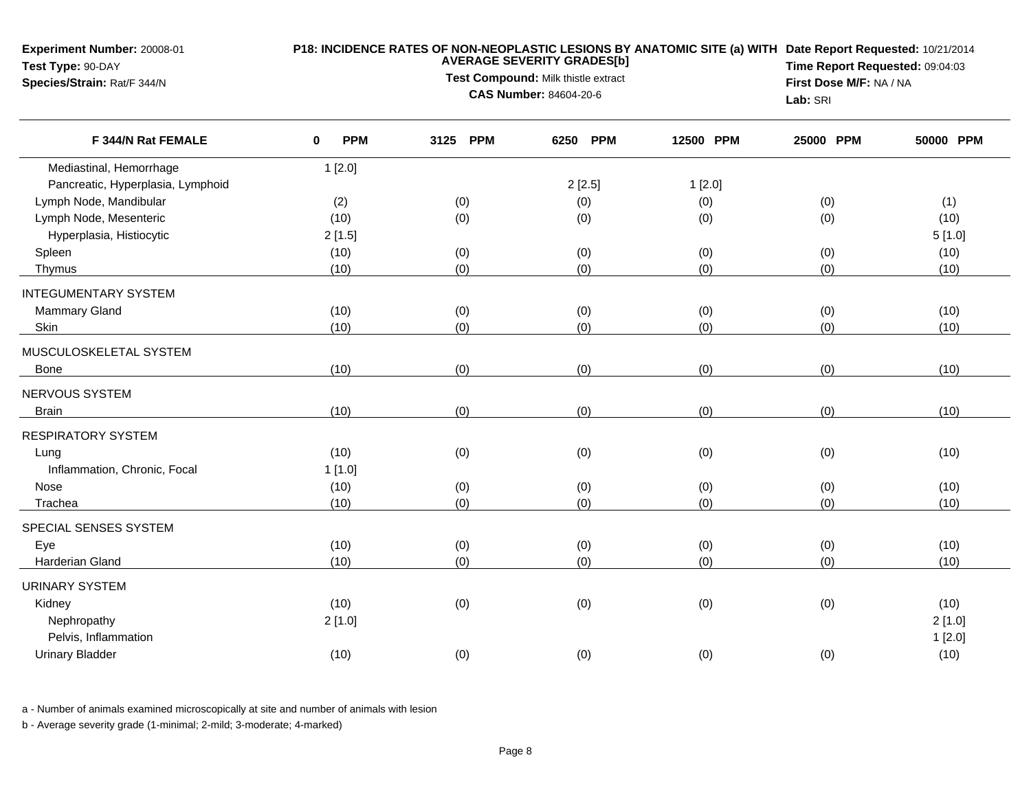Experiment Number: 20008-01
Test Type: 90-DAY
Species/Strain: Rat/F 344/N

**P18: INCIDENCE RATES OF NON-NEOPLASTIC LESIONS BY ANATOMIC SITE (a) WITH AVERAGE SEVERITY GRADES[b]**

**Test Compound:** Milk thistle extract
**CAS Number:** 84604-20-6

**Date Report Requested:** 10/21/2014
**Time Report Requested:** 09:04:03
**First Dose M/F:** NA / NA
**Lab:** SRI

| F 344/N Rat FEMALE | 0 PPM | 3125 PPM | 6250 PPM | 12500 PPM | 25000 PPM | 50000 PPM |
|---|---|---|---|---|---|---|
| Mediastinal, Hemorrhage | 1 [2.0] | | | | | |
| Pancreatic, Hyperplasia, Lymphoid | | | 2 [2.5] | 1 [2.0] | | |
| Lymph Node, Mandibular | (2) | (0) | (0) | (0) | (0) | (1) |
| Lymph Node, Mesenteric | (10) | (0) | (0) | (0) | (0) | (10) |
| Hyperplasia, Histiocytic | 2 [1.5] | | | | | 5 [1.0] |
| Spleen | (10) | (0) | (0) | (0) | (0) | (10) |
| Thymus | (10) | (0) | (0) | (0) | (0) | (10) |
| INTEGUMENTARY SYSTEM | | | | | | |
| Mammary Gland | (10) | (0) | (0) | (0) | (0) | (10) |
| Skin | (10) | (0) | (0) | (0) | (0) | (10) |
| MUSCULOSKELETAL SYSTEM | | | | | | |
| Bone | (10) | (0) | (0) | (0) | (0) | (10) |
| NERVOUS SYSTEM | | | | | | |
| Brain | (10) | (0) | (0) | (0) | (0) | (10) |
| RESPIRATORY SYSTEM | | | | | | |
| Lung | (10) | (0) | (0) | (0) | (0) | (10) |
| Inflammation, Chronic, Focal | 1 [1.0] | | | | | |
| Nose | (10) | (0) | (0) | (0) | (0) | (10) |
| Trachea | (10) | (0) | (0) | (0) | (0) | (10) |
| SPECIAL SENSES SYSTEM | | | | | | |
| Eye | (10) | (0) | (0) | (0) | (0) | (10) |
| Harderian Gland | (10) | (0) | (0) | (0) | (0) | (10) |
| URINARY SYSTEM | | | | | | |
| Kidney | (10) | (0) | (0) | (0) | (0) | (10) |
| Nephropathy | 2 [1.0] | | | | | 2 [1.0] |
| Pelvis, Inflammation | | | | | | 1 [2.0] |
| Urinary Bladder | (10) | (0) | (0) | (0) | (0) | (10) |

a - Number of animals examined microscopically at site and number of animals with lesion

b - Average severity grade (1-minimal; 2-mild; 3-moderate; 4-marked)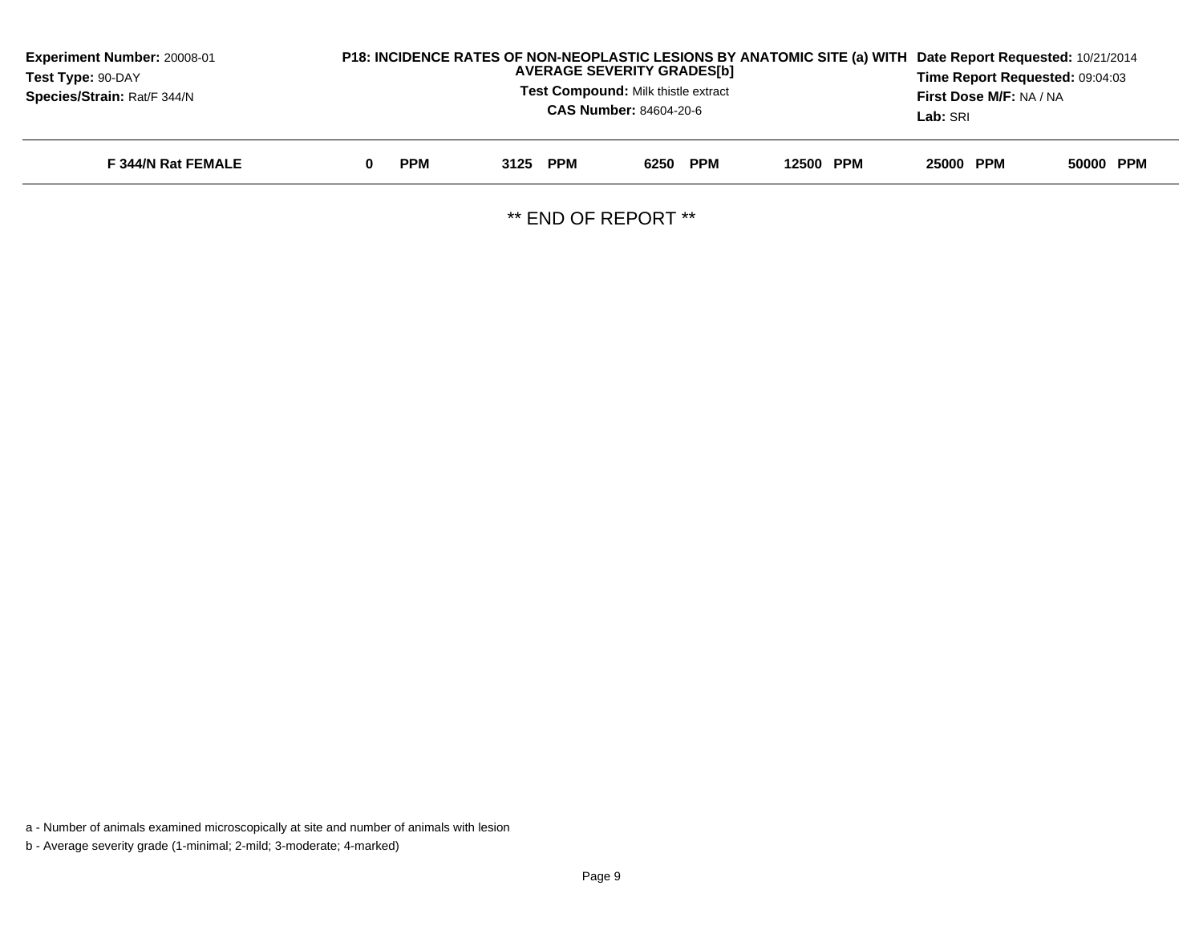**Experiment Number:** 20008-01
**Test Type:** 90-DAY
**Species/Strain:** Rat/F 344/N

**P18: INCIDENCE RATES OF NON-NEOPLASTIC LESIONS BY ANATOMIC SITE (a) WITH AVERAGE SEVERITY GRADES[b]**
**Test Compound:** Milk thistle extract
**CAS Number:** 84604-20-6

**Date Report Requested:** 10/21/2014
**Time Report Requested:** 09:04:03
**First Dose M/F:** NA / NA
**Lab:** SRI

| F 344/N Rat FEMALE | 0 PPM | 3125 PPM | 6250 PPM | 12500 PPM | 25000 PPM | 50000 PPM |
|---|---|---|---|---|---|---|

** END OF REPORT **

a - Number of animals examined microscopically at site and number of animals with lesion

b - Average severity grade (1-minimal; 2-mild; 3-moderate; 4-marked)